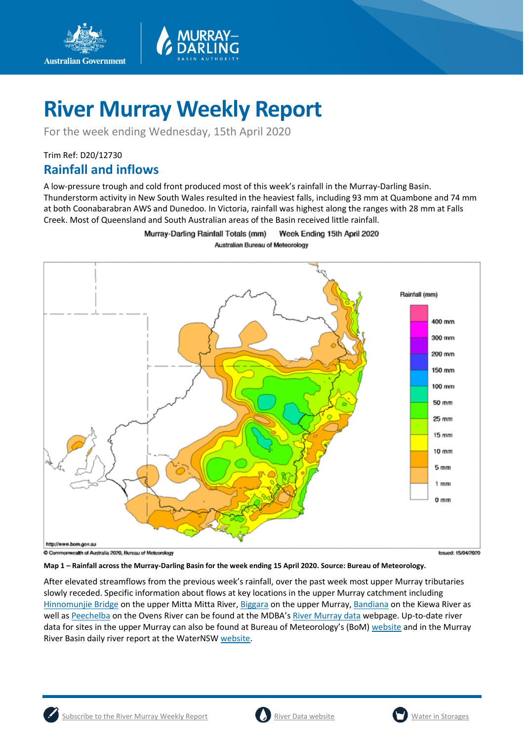# River Murray Weekly Report

For the week ending Wednesday, 15th April 2020

Trim Ref: D20/12730

## Rainfall and inflows

A low-pressure trough and cold front produced most of this week's rainfall in the Murray-Darling Basin. Thunderstorm activity in New South Wales resulted in the heaviest falls, including 93 mm at Quambone and 74 mm at both Coonabarabran AWS and Dunedoo. In Victoria, rainfall was highest along the ranges with 28 mm at Falls Creek. Most of Queensland and South Australian areas of the Basin received little rainfall.

**Map 1 – Rainfall across the Murray-Darling Basin for the week ending 15 April 2020. Source: Bureau of Meteorology.**

After elevated streamflows from the previous week's rainfall, over the past week most upper Murray tributaries slowly receded. Specific information about flows at key locations in the upper Murray catchment including Hinnomunjie Bridge on the upper Mitta Mitta River, Biggara on the upper Murray, Bandiana on the Kiewa River as well as Peechelba on the Ovens River can be found at the MDBA's River Murray data webpage. Up-to-date river data for sites in the upper Murray can also be found at Bureau of Meteorology's (BoM) website and in the Murray River Basin daily river report at the WaterNSW website.

Subscribe to the River Murray Weekly Report | River Data website | Water in Storages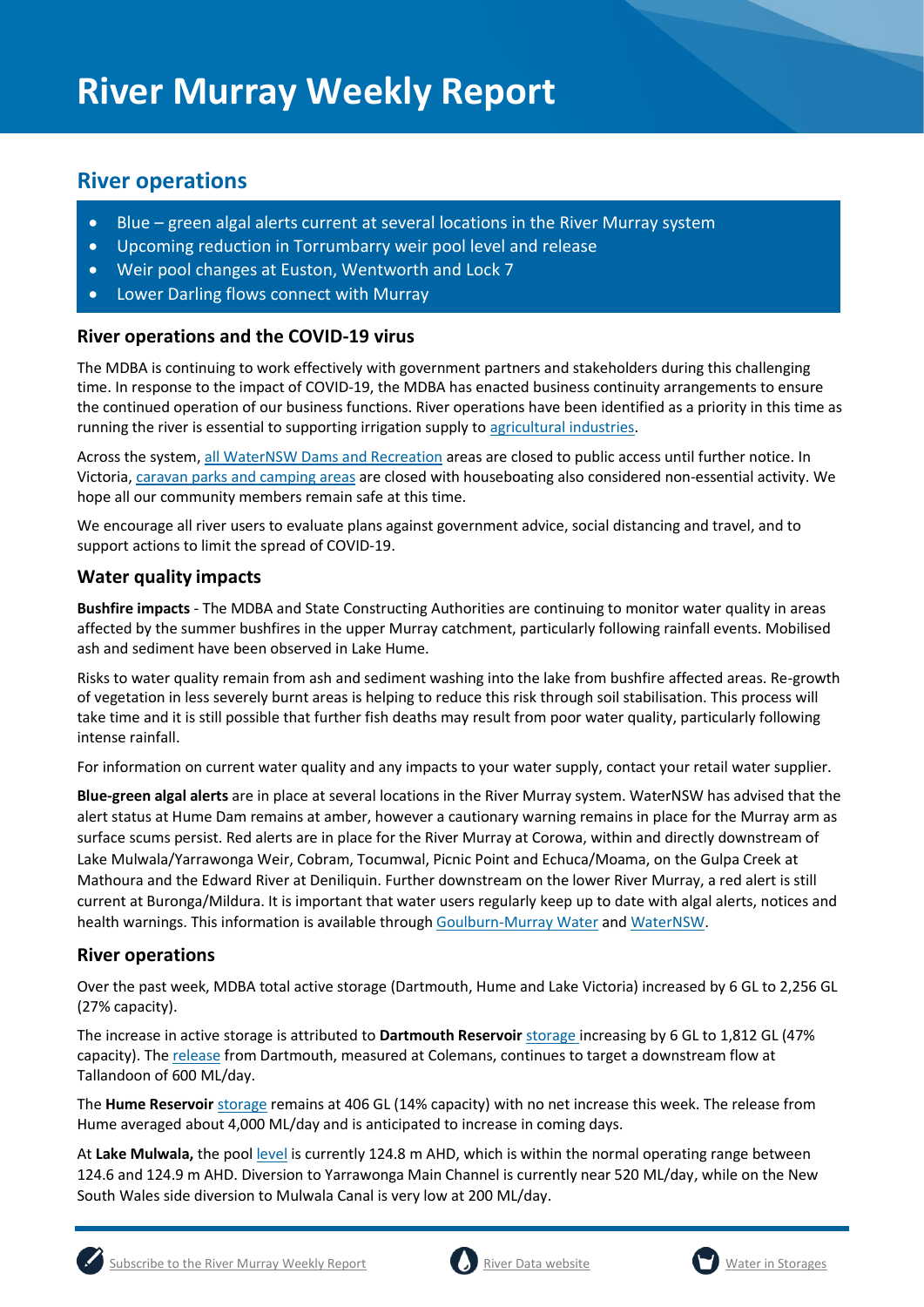# River Murray Weekly Report

## River operations

- Blue – green algal alerts current at several locations in the River Murray system
- Upcoming reduction in Torrumbarry weir pool level and release
- Weir pool changes at Euston, Wentworth and Lock 7
- Lower Darling flows connect with Murray

### River operations and the COVID-19 virus

The MDBA is continuing to work effectively with government partners and stakeholders during this challenging time. In response to the impact of COVID-19, the MDBA has enacted business continuity arrangements to ensure the continued operation of our business functions. River operations have been identified as a priority in this time as running the river is essential to supporting irrigation supply to agricultural industries.

Across the system, all WaterNSW Dams and Recreation areas are closed to public access until further notice. In Victoria, caravan parks and camping areas are closed with houseboating also considered non-essential activity. We hope all our community members remain safe at this time.

We encourage all river users to evaluate plans against government advice, social distancing and travel, and to support actions to limit the spread of COVID-19.

### Water quality impacts

**Bushfire impacts** - The MDBA and State Constructing Authorities are continuing to monitor water quality in areas affected by the summer bushfires in the upper Murray catchment, particularly following rainfall events. Mobilised ash and sediment have been observed in Lake Hume.

Risks to water quality remain from ash and sediment washing into the lake from bushfire affected areas. Re-growth of vegetation in less severely burnt areas is helping to reduce this risk through soil stabilisation. This process will take time and it is still possible that further fish deaths may result from poor water quality, particularly following intense rainfall.

For information on current water quality and any impacts to your water supply, contact your retail water supplier.

**Blue-green algal alerts** are in place at several locations in the River Murray system. WaterNSW has advised that the alert status at Hume Dam remains at amber, however a cautionary warning remains in place for the Murray arm as surface scums persist. Red alerts are in place for the River Murray at Corowa, within and directly downstream of Lake Mulwala/Yarrawonga Weir, Cobram, Tocumwal, Picnic Point and Echuca/Moama, on the Gulpa Creek at Mathoura and the Edward River at Deniliquin. Further downstream on the lower River Murray, a red alert is still current at Buronga/Mildura. It is important that water users regularly keep up to date with algal alerts, notices and health warnings. This information is available through Goulburn-Murray Water and WaterNSW.

### River operations

Over the past week, MDBA total active storage (Dartmouth, Hume and Lake Victoria) increased by 6 GL to 2,256 GL (27% capacity).

The increase in active storage is attributed to **Dartmouth Reservoir** storage increasing by 6 GL to 1,812 GL (47% capacity). The release from Dartmouth, measured at Colemans, continues to target a downstream flow at Tallandoon of 600 ML/day.

The **Hume Reservoir** storage remains at 406 GL (14% capacity) with no net increase this week. The release from Hume averaged about 4,000 ML/day and is anticipated to increase in coming days.

At **Lake Mulwala,** the pool level is currently 124.8 m AHD, which is within the normal operating range between 124.6 and 124.9 m AHD. Diversion to Yarrawonga Main Channel is currently near 520 ML/day, while on the New South Wales side diversion to Mulwala Canal is very low at 200 ML/day.

Subscribe to the River Murray Weekly Report | River Data website | Water in Storages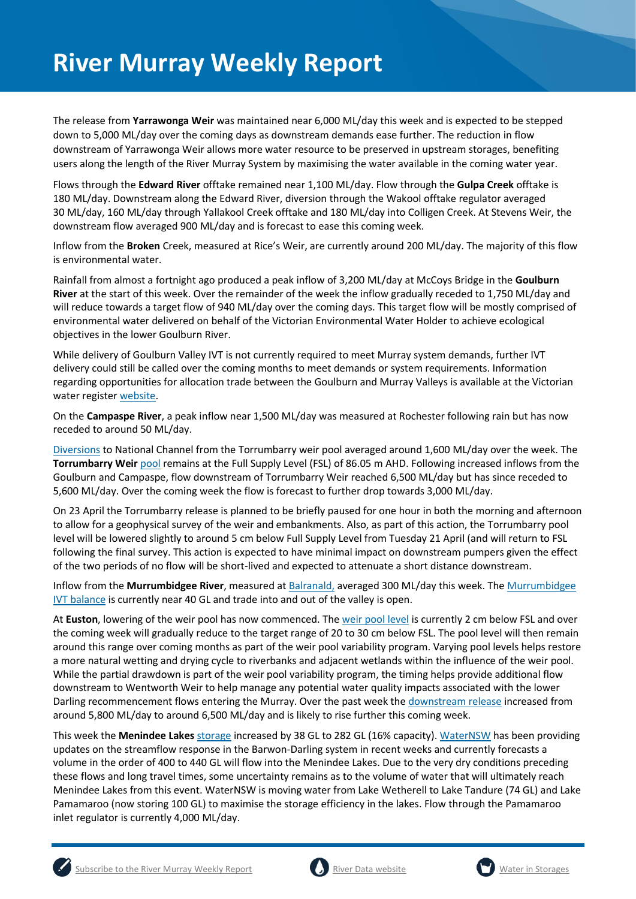# River Murray Weekly Report

The release from **Yarrawonga Weir** was maintained near 6,000 ML/day this week and is expected to be stepped down to 5,000 ML/day over the coming days as downstream demands ease further. The reduction in flow downstream of Yarrawonga Weir allows more water resource to be preserved in upstream storages, benefiting users along the length of the River Murray System by maximising the water available in the coming water year.

Flows through the **Edward River** offtake remained near 1,100 ML/day. Flow through the **Gulpa Creek** offtake is 180 ML/day. Downstream along the Edward River, diversion through the Wakool offtake regulator averaged 30 ML/day, 160 ML/day through Yallakool Creek offtake and 180 ML/day into Colligen Creek. At Stevens Weir, the downstream flow averaged 900 ML/day and is forecast to ease this coming week.

Inflow from the **Broken** Creek, measured at Rice's Weir, are currently around 200 ML/day. The majority of this flow is environmental water.

Rainfall from almost a fortnight ago produced a peak inflow of 3,200 ML/day at McCoys Bridge in the **Goulburn River** at the start of this week. Over the remainder of the week the inflow gradually receded to 1,750 ML/day and will reduce towards a target flow of 940 ML/day over the coming days. This target flow will be mostly comprised of environmental water delivered on behalf of the Victorian Environmental Water Holder to achieve ecological objectives in the lower Goulburn River.

While delivery of Goulburn Valley IVT is not currently required to meet Murray system demands, further IVT delivery could still be called over the coming months to meet demands or system requirements. Information regarding opportunities for allocation trade between the Goulburn and Murray Valleys is available at the Victorian water register website.

On the **Campaspe River**, a peak inflow near 1,500 ML/day was measured at Rochester following rain but has now receded to around 50 ML/day.

Diversions to National Channel from the Torrumbarry weir pool averaged around 1,600 ML/day over the week. The **Torrumbarry Weir** pool remains at the Full Supply Level (FSL) of 86.05 m AHD. Following increased inflows from the Goulburn and Campaspe, flow downstream of Torrumbarry Weir reached 6,500 ML/day but has since receded to 5,600 ML/day. Over the coming week the flow is forecast to further drop towards 3,000 ML/day.

On 23 April the Torrumbarry release is planned to be briefly paused for one hour in both the morning and afternoon to allow for a geophysical survey of the weir and embankments. Also, as part of this action, the Torrumbarry pool level will be lowered slightly to around 5 cm below Full Supply Level from Tuesday 21 April (and will return to FSL following the final survey. This action is expected to have minimal impact on downstream pumpers given the effect of the two periods of no flow will be short-lived and expected to attenuate a short distance downstream.

Inflow from the **Murrumbidgee River**, measured at Balranald, averaged 300 ML/day this week. The Murrumbidgee IVT balance is currently near 40 GL and trade into and out of the valley is open.

At **Euston**, lowering of the weir pool has now commenced. The weir pool level is currently 2 cm below FSL and over the coming week will gradually reduce to the target range of 20 to 30 cm below FSL. The pool level will then remain around this range over coming months as part of the weir pool variability program. Varying pool levels helps restore a more natural wetting and drying cycle to riverbanks and adjacent wetlands within the influence of the weir pool. While the partial drawdown is part of the weir pool variability program, the timing helps provide additional flow downstream to Wentworth Weir to help manage any potential water quality impacts associated with the lower Darling recommencement flows entering the Murray. Over the past week the downstream release increased from around 5,800 ML/day to around 6,500 ML/day and is likely to rise further this coming week.

This week the **Menindee Lakes** storage increased by 38 GL to 282 GL (16% capacity). WaterNSW has been providing updates on the streamflow response in the Barwon-Darling system in recent weeks and currently forecasts a volume in the order of 400 to 440 GL will flow into the Menindee Lakes. Due to the very dry conditions preceding these flows and long travel times, some uncertainty remains as to the volume of water that will ultimately reach Menindee Lakes from this event. WaterNSW is moving water from Lake Wetherell to Lake Tandure (74 GL) and Lake Pamamaroo (now storing 100 GL) to maximise the storage efficiency in the lakes. Flow through the Pamamaroo inlet regulator is currently 4,000 ML/day.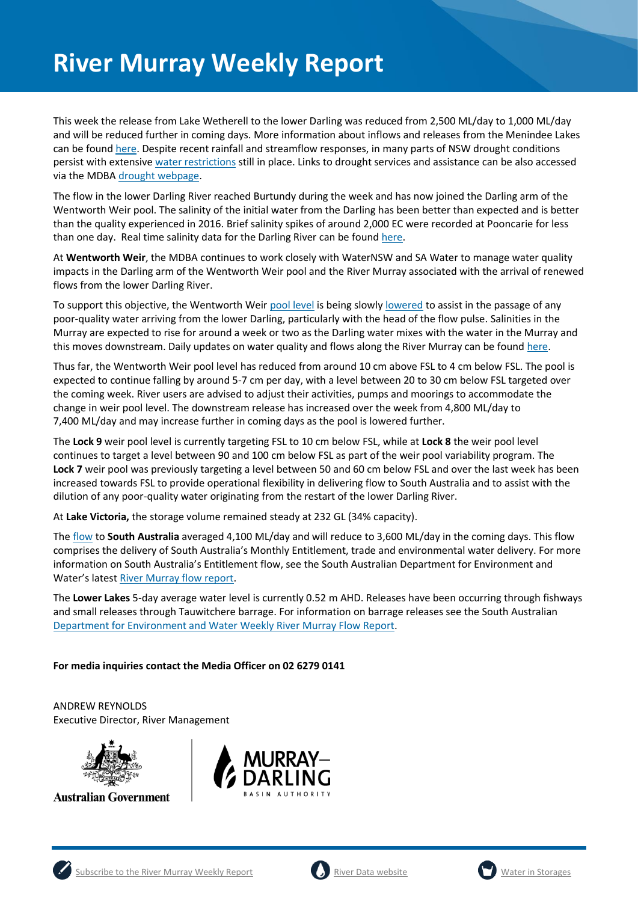# River Murray Weekly Report

This week the release from Lake Wetherell to the lower Darling was reduced from 2,500 ML/day to 1,000 ML/day and will be reduced further in coming days. More information about inflows and releases from the Menindee Lakes can be found here. Despite recent rainfall and streamflow responses, in many parts of NSW drought conditions persist with extensive water restrictions still in place. Links to drought services and assistance can be also accessed via the MDBA drought webpage.

The flow in the lower Darling River reached Burtundy during the week and has now joined the Darling arm of the Wentworth Weir pool. The salinity of the initial water from the Darling has been better than expected and is better than the quality experienced in 2016. Brief salinity spikes of around 2,000 EC were recorded at Pooncarie for less than one day. Real time salinity data for the Darling River can be found here.

At **Wentworth Weir**, the MDBA continues to work closely with WaterNSW and SA Water to manage water quality impacts in the Darling arm of the Wentworth Weir pool and the River Murray associated with the arrival of renewed flows from the lower Darling River.

To support this objective, the Wentworth Weir pool level is being slowly lowered to assist in the passage of any poor-quality water arriving from the lower Darling, particularly with the head of the flow pulse. Salinities in the Murray are expected to rise for around a week or two as the Darling water mixes with the water in the Murray and this moves downstream. Daily updates on water quality and flows along the River Murray can be found here.

Thus far, the Wentworth Weir pool level has reduced from around 10 cm above FSL to 4 cm below FSL. The pool is expected to continue falling by around 5-7 cm per day, with a level between 20 to 30 cm below FSL targeted over the coming week. River users are advised to adjust their activities, pumps and moorings to accommodate the change in weir pool level. The downstream release has increased over the week from 4,800 ML/day to 7,400 ML/day and may increase further in coming days as the pool is lowered further.

The **Lock 9** weir pool level is currently targeting FSL to 10 cm below FSL, while at **Lock 8** the weir pool level continues to target a level between 90 and 100 cm below FSL as part of the weir pool variability program. The **Lock 7** weir pool was previously targeting a level between 50 and 60 cm below FSL and over the last week has been increased towards FSL to provide operational flexibility in delivering flow to South Australia and to assist with the dilution of any poor-quality water originating from the restart of the lower Darling River.

At **Lake Victoria,** the storage volume remained steady at 232 GL (34% capacity).

The flow to **South Australia** averaged 4,100 ML/day and will reduce to 3,600 ML/day in the coming days. This flow comprises the delivery of South Australia's Monthly Entitlement, trade and environmental water delivery. For more information on South Australia's Entitlement flow, see the South Australian Department for Environment and Water's latest River Murray flow report.

The **Lower Lakes** 5-day average water level is currently 0.52 m AHD. Releases have been occurring through fishways and small releases through Tauwitchere barrage. For information on barrage releases see the South Australian Department for Environment and Water Weekly River Murray Flow Report.

**For media inquiries contact the Media Officer on 02 6279 0141**

ANDREW REYNOLDS
Executive Director, River Management

Australian Government

MURRAY–DARLING BASIN AUTHORITY

Subscribe to the River Murray Weekly Report | River Data website | Water in Storages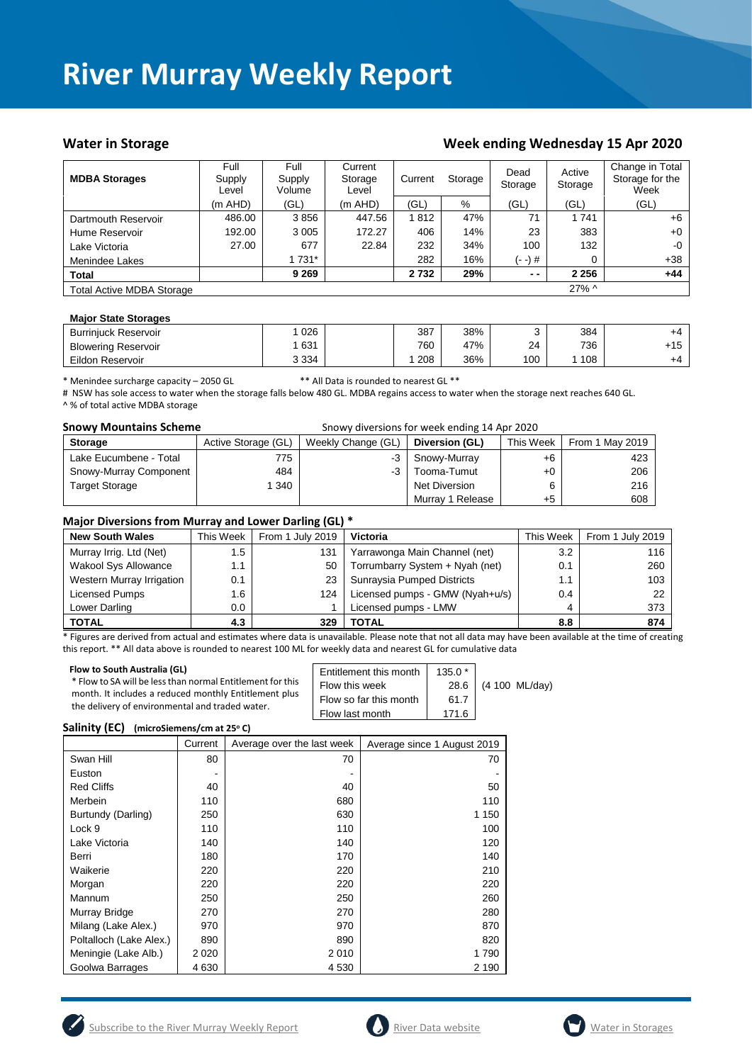# River Murray Weekly Report

## Water in Storage

## Week ending Wednesday 15 Apr 2020

| MDBA Storages | Full Supply Level | Full Supply Volume | Current Storage Level | Current | Storage | Dead Storage | Active Storage | Change in Total Storage for the Week |
|---|---|---|---|---|---|---|---|---|
| | (m AHD) | (GL) | (m AHD) | (GL) | % | (GL) | (GL) | (GL) |
| Dartmouth Reservoir | 486.00 | 3 856 | 447.56 | 1 812 | 47% | 71 | 1 741 | +6 |
| Hume Reservoir | 192.00 | 3 005 | 172.27 | 406 | 14% | 23 | 383 | +0 |
| Lake Victoria | 27.00 | 677 | 22.84 | 232 | 34% | 100 | 132 | -0 |
| Menindee Lakes | | 1 731* | | 282 | 16% | (- -) # | 0 | +38 |
| **Total** | | **9 269** | | **2 732** | **29%** | **- -** | **2 256** | **+44** |
| Total Active MDBA Storage | | | | | | | 27% ^ | |

| Major State Storages | | | | | | | |
|---|---|---|---|---|---|---|---|
| Burrinjuck Reservoir | 1 026 | | 387 | 38% | 3 | 384 | +4 |
| Blowering Reservoir | 1 631 | | 760 | 47% | 24 | 736 | +15 |
| Eildon Reservoir | 3 334 | | 1 208 | 36% | 100 | 1 108 | +4 |

\* Menindee surcharge capacity – 2050 GL ** All Data is rounded to nearest GL **

# NSW has sole access to water when the storage falls below 480 GL. MDBA regains access to water when the storage next reaches 640 GL.

^ % of total active MDBA storage

### Snowy Mountains Scheme

Snowy diversions for week ending 14 Apr 2020

| Storage | Active Storage (GL) | Weekly Change (GL) | Diversion (GL) | This Week | From 1 May 2019 |
|---|---|---|---|---|---|
| Lake Eucumbene - Total | 775 | -3 | Snowy-Murray | +6 | 423 |
| Snowy-Murray Component | 484 | -3 | Tooma-Tumut | +0 | 206 |
| Target Storage | 1 340 | | Net Diversion | 6 | 216 |
| | | | Murray 1 Release | +5 | 608 |

### Major Diversions from Murray and Lower Darling (GL) *

| New South Wales | This Week | From 1 July 2019 | Victoria | This Week | From 1 July 2019 |
|---|---|---|---|---|---|
| Murray Irrig. Ltd (Net) | 1.5 | 131 | Yarrawonga Main Channel (net) | 3.2 | 116 |
| Wakool Sys Allowance | 1.1 | 50 | Torrumbarry System + Nyah (net) | 0.1 | 260 |
| Western Murray Irrigation | 0.1 | 23 | Sunraysia Pumped Districts | 1.1 | 103 |
| Licensed Pumps | 1.6 | 124 | Licensed pumps - GMW (Nyah+u/s) | 0.4 | 22 |
| Lower Darling | 0.0 | 1 | Licensed pumps - LMW | 4 | 373 |
| **TOTAL** | **4.3** | **329** | **TOTAL** | **8.8** | **874** |

\* Figures are derived from actual and estimates where data is unavailable. Please note that not all data may have been available at the time of creating this report. ** All data above is rounded to nearest 100 ML for weekly data and nearest GL for cumulative data

#### Flow to South Australia (GL)

\* Flow to SA will be less than normal Entitlement for this month. It includes a reduced monthly Entitlement plus the delivery of environmental and traded water.

| | | |
|---|---|---|
| Entitlement this month | 135.0 * | |
| Flow this week | 28.6 | (4 100 ML/day) |
| Flow so far this month | 61.7 | |
| Flow last month | 171.6 | |

### Salinity (EC) (microSiemens/cm at 25° C)

| | Current | Average over the last week | Average since 1 August 2019 |
|---|---|---|---|
| Swan Hill | 80 | 70 | 70 |
| Euston | - | - | - |
| Red Cliffs | 40 | 40 | 50 |
| Merbein | 110 | 680 | 110 |
| Burtundy (Darling) | 250 | 630 | 1 150 |
| Lock 9 | 110 | 110 | 100 |
| Lake Victoria | 140 | 140 | 120 |
| Berri | 180 | 170 | 140 |
| Waikerie | 220 | 220 | 210 |
| Morgan | 220 | 220 | 220 |
| Mannum | 250 | 250 | 260 |
| Murray Bridge | 270 | 270 | 280 |
| Milang (Lake Alex.) | 970 | 970 | 870 |
| Poltalloch (Lake Alex.) | 890 | 890 | 820 |
| Meningie (Lake Alb.) | 2 020 | 2 010 | 1 790 |
| Goolwa Barrages | 4 630 | 4 530 | 2 190 |

Subscribe to the River Murray Weekly Report | River Data website | Water in Storages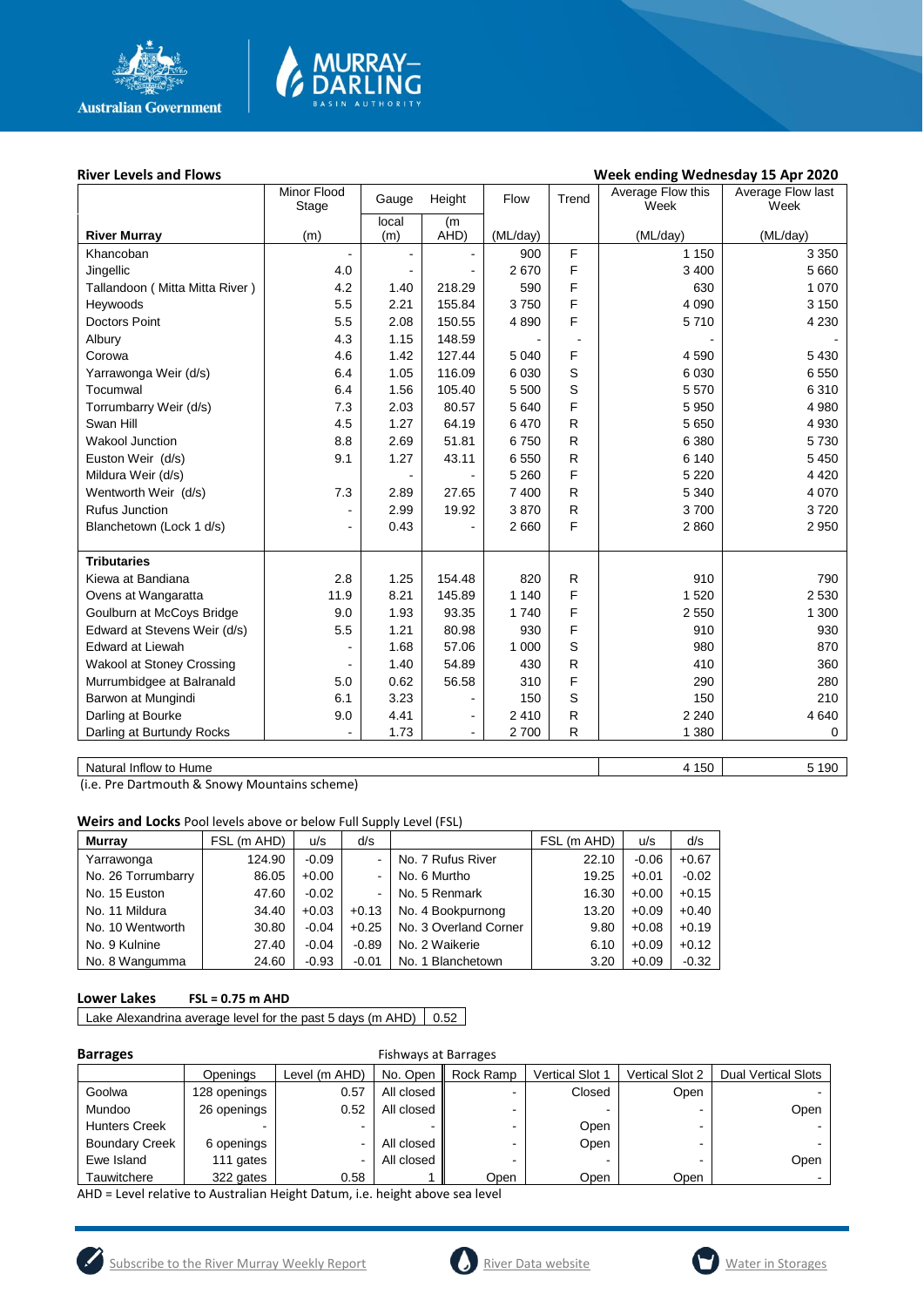**River Levels and Flows** **Week ending Wednesday 15 Apr 2020**

| River Murray | Minor Flood Stage (m) | Gauge local (m) | Height (m AHD) | Flow (ML/day) | Trend | Average Flow this Week (ML/day) | Average Flow last Week (ML/day) |
|---|---|---|---|---|---|---|---|
| Khancoban | - | - | - | 900 | F | 1 150 | 3 350 |
| Jingellic | 4.0 | - | - | 2 670 | F | 3 400 | 5 660 |
| Tallandoon ( Mitta Mitta River ) | 4.2 | 1.40 | 218.29 | 590 | F | 630 | 1 070 |
| Heywoods | 5.5 | 2.21 | 155.84 | 3 750 | F | 4 090 | 3 150 |
| Doctors Point | 5.5 | 2.08 | 150.55 | 4 890 | F | 5 710 | 4 230 |
| Albury | 4.3 | 1.15 | 148.59 | - | - | - | - |
| Corowa | 4.6 | 1.42 | 127.44 | 5 040 | F | 4 590 | 5 430 |
| Yarrawonga Weir (d/s) | 6.4 | 1.05 | 116.09 | 6 030 | S | 6 030 | 6 550 |
| Tocumwal | 6.4 | 1.56 | 105.40 | 5 500 | S | 5 570 | 6 310 |
| Torrumbarry Weir (d/s) | 7.3 | 2.03 | 80.57 | 5 640 | F | 5 950 | 4 980 |
| Swan Hill | 4.5 | 1.27 | 64.19 | 6 470 | R | 5 650 | 4 930 |
| Wakool Junction | 8.8 | 2.69 | 51.81 | 6 750 | R | 6 380 | 5 730 |
| Euston Weir (d/s) | 9.1 | 1.27 | 43.11 | 6 550 | R | 6 140 | 5 450 |
| Mildura Weir (d/s) | | - | - | 5 260 | F | 5 220 | 4 420 |
| Wentworth Weir (d/s) | 7.3 | 2.89 | 27.65 | 7 400 | R | 5 340 | 4 070 |
| Rufus Junction | - | 2.99 | 19.92 | 3 870 | R | 3 700 | 3 720 |
| Blanchetown (Lock 1 d/s) | - | 0.43 | - | 2 660 | F | 2 860 | 2 950 |
| **Tributaries** | | | | | | | |
| Kiewa at Bandiana | 2.8 | 1.25 | 154.48 | 820 | R | 910 | 790 |
| Ovens at Wangaratta | 11.9 | 8.21 | 145.89 | 1 140 | F | 1 520 | 2 530 |
| Goulburn at McCoys Bridge | 9.0 | 1.93 | 93.35 | 1 740 | F | 2 550 | 1 300 |
| Edward at Stevens Weir (d/s) | 5.5 | 1.21 | 80.98 | 930 | F | 910 | 930 |
| Edward at Liewah | - | 1.68 | 57.06 | 1 000 | S | 980 | 870 |
| Wakool at Stoney Crossing | - | 1.40 | 54.89 | 430 | R | 410 | 360 |
| Murrumbidgee at Balranald | 5.0 | 0.62 | 56.58 | 310 | F | 290 | 280 |
| Barwon at Mungindi | 6.1 | 3.23 | - | 150 | S | 150 | 210 |
| Darling at Bourke | 9.0 | 4.41 | - | 2 410 | R | 2 240 | 4 640 |
| Darling at Burtundy Rocks | - | 1.73 | - | 2 700 | R | 1 380 | 0 |
| Natural Inflow to Hume | | | | | | 4 150 | 5 190 |

(i.e. Pre Dartmouth & Snowy Mountains scheme)

**Weirs and Locks** Pool levels above or below Full Supply Level (FSL)

| Murray | FSL (m AHD) | u/s | d/s | | FSL (m AHD) | u/s | d/s |
|---|---|---|---|---|---|---|---|
| Yarrawonga | 124.90 | -0.09 | - | No. 7 Rufus River | 22.10 | -0.06 | +0.67 |
| No. 26 Torrumbarry | 86.05 | +0.00 | - | No. 6 Murtho | 19.25 | +0.01 | -0.02 |
| No. 15 Euston | 47.60 | -0.02 | - | No. 5 Renmark | 16.30 | +0.00 | +0.15 |
| No. 11 Mildura | 34.40 | +0.03 | +0.13 | No. 4 Bookpurnong | 13.20 | +0.09 | +0.40 |
| No. 10 Wentworth | 30.80 | -0.04 | +0.25 | No. 3 Overland Corner | 9.80 | +0.08 | +0.19 |
| No. 9 Kulnine | 27.40 | -0.04 | -0.89 | No. 2 Waikerie | 6.10 | +0.09 | +0.12 |
| No. 8 Wangumma | 24.60 | -0.93 | -0.01 | No. 1 Blanchetown | 3.20 | +0.09 | -0.32 |

**Lower Lakes** **FSL = 0.75 m AHD**

| Lake Alexandrina average level for the past 5 days (m AHD) | 0.52 |
|---|---|

**Barrages** Fishways at Barrages

| | Openings | Level (m AHD) | No. Open | Rock Ramp | Vertical Slot 1 | Vertical Slot 2 | Dual Vertical Slots |
|---|---|---|---|---|---|---|---|
| Goolwa | 128 openings | 0.57 | All closed | - | Closed | Open | - |
| Mundoo | 26 openings | 0.52 | All closed | - | - | - | Open |
| Hunters Creek | - | - | - | - | Open | - | - |
| Boundary Creek | 6 openings | - | All closed | - | Open | - | - |
| Ewe Island | 111 gates | - | All closed | - | - | - | Open |
| Tauwitchere | 322 gates | 0.58 | 1 | Open | Open | Open | - |

AHD = Level relative to Australian Height Datum, i.e. height above sea level

Subscribe to the River Murray Weekly Report | River Data website | Water in Storages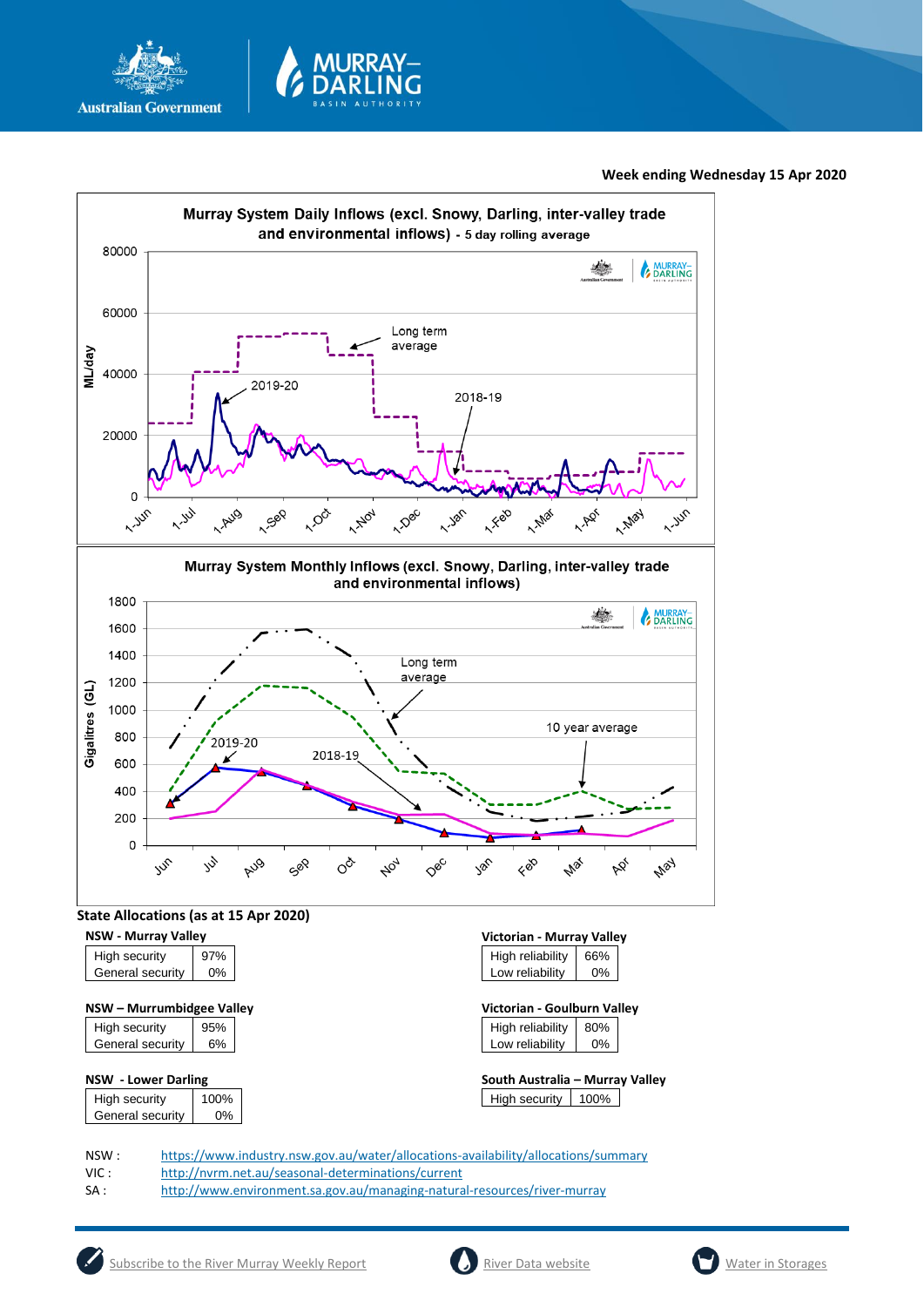**Week ending Wednesday 15 Apr 2020**

Murray System Daily Inflows (excl. Snowy, Darling, inter-valley trade and environmental inflows) - 5 day rolling average

80000
60000
40000
20000
0
ML/day
Long term average
2019-20
2018-19
1-Jun 1-Jul 1-Aug 1-Sep 1-Oct 1-Nov 1-Dec 1-Jan 1-Feb 1-Mar 1-Apr 1-May 1-Jun

Murray System Monthly Inflows (excl. Snowy, Darling, inter-valley trade and environmental inflows)

1800
1600
1400
1200
1000
800
600
400
200
0
Gigalitres (GL)
Long term average
10 year average
2019-20
2018-19
Jun Jul Aug Sep Oct Nov Dec Jan Feb Mar Apr May

**State Allocations (as at 15 Apr 2020)**

**NSW - Murray Valley**

| | |
|---|---|
| High security | 97% |
| General security | 0% |

**NSW – Murrumbidgee Valley**

| | |
|---|---|
| High security | 95% |
| General security | 6% |

**NSW - Lower Darling**

| | |
|---|---|
| High security | 100% |
| General security | 0% |

**Victorian - Murray Valley**

| | |
|---|---|
| High reliability | 66% |
| Low reliability | 0% |

**Victorian - Goulburn Valley**

| | |
|---|---|
| High reliability | 80% |
| Low reliability | 0% |

**South Australia – Murray Valley**

| | |
|---|---|
| High security | 100% |

NSW : https://www.industry.nsw.gov.au/water/allocations-availability/allocations/summary
VIC : http://nvrm.net.au/seasonal-determinations/current
SA : http://www.environment.sa.gov.au/managing-natural-resources/river-murray

Subscribe to the River Murray Weekly Report | River Data website | Water in Storages